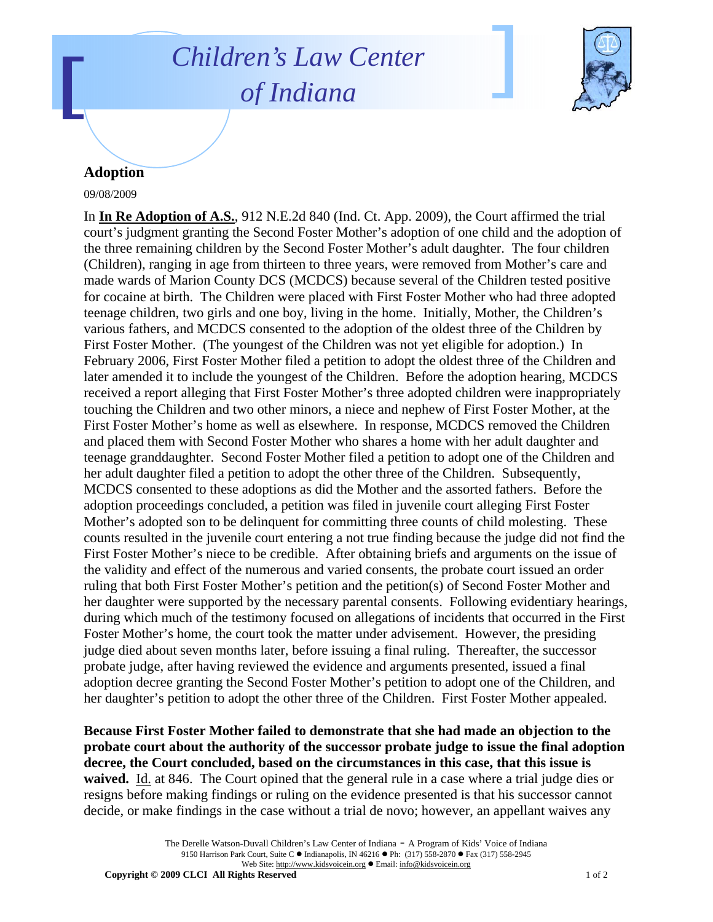# Children's Law Center of Indiana

## Adoption

09/08/2009

In **In Re Adoption of A.S.**, 912 N.E.2d 840 (Ind. Ct. App. 2009), the Court affirmed the trial court's judgment granting the Second Foster Mother's adoption of one child and the adoption of the three remaining children by the Second Foster Mother's adult daughter. The four children (Children), ranging in age from thirteen to three years, were removed from Mother's care and made wards of Marion County DCS (MCDCS) because several of the Children tested positive for cocaine at birth. The Children were placed with First Foster Mother who had three adopted teenage children, two girls and one boy, living in the home. Initially, Mother, the Children's various fathers, and MCDCS consented to the adoption of the oldest three of the Children by First Foster Mother. (The youngest of the Children was not yet eligible for adoption.) In February 2006, First Foster Mother filed a petition to adopt the oldest three of the Children and later amended it to include the youngest of the Children. Before the adoption hearing, MCDCS received a report alleging that First Foster Mother's three adopted children were inappropriately touching the Children and two other minors, a niece and nephew of First Foster Mother, at the First Foster Mother's home as well as elsewhere. In response, MCDCS removed the Children and placed them with Second Foster Mother who shares a home with her adult daughter and teenage granddaughter. Second Foster Mother filed a petition to adopt one of the Children and her adult daughter filed a petition to adopt the other three of the Children. Subsequently, MCDCS consented to these adoptions as did the Mother and the assorted fathers. Before the adoption proceedings concluded, a petition was filed in juvenile court alleging First Foster Mother's adopted son to be delinquent for committing three counts of child molesting. These counts resulted in the juvenile court entering a not true finding because the judge did not find the First Foster Mother's niece to be credible. After obtaining briefs and arguments on the issue of the validity and effect of the numerous and varied consents, the probate court issued an order ruling that both First Foster Mother's petition and the petition(s) of Second Foster Mother and her daughter were supported by the necessary parental consents. Following evidentiary hearings, during which much of the testimony focused on allegations of incidents that occurred in the First Foster Mother's home, the court took the matter under advisement. However, the presiding judge died about seven months later, before issuing a final ruling. Thereafter, the successor probate judge, after having reviewed the evidence and arguments presented, issued a final adoption decree granting the Second Foster Mother's petition to adopt one of the Children, and her daughter's petition to adopt the other three of the Children. First Foster Mother appealed.

**Because First Foster Mother failed to demonstrate that she had made an objection to the probate court about the authority of the successor probate judge to issue the final adoption decree, the Court concluded, based on the circumstances in this case, that this issue is waived.** Id. at 846. The Court opined that the general rule in a case where a trial judge dies or resigns before making findings or ruling on the evidence presented is that his successor cannot decide, or make findings in the case without a trial de novo; however, an appellant waives any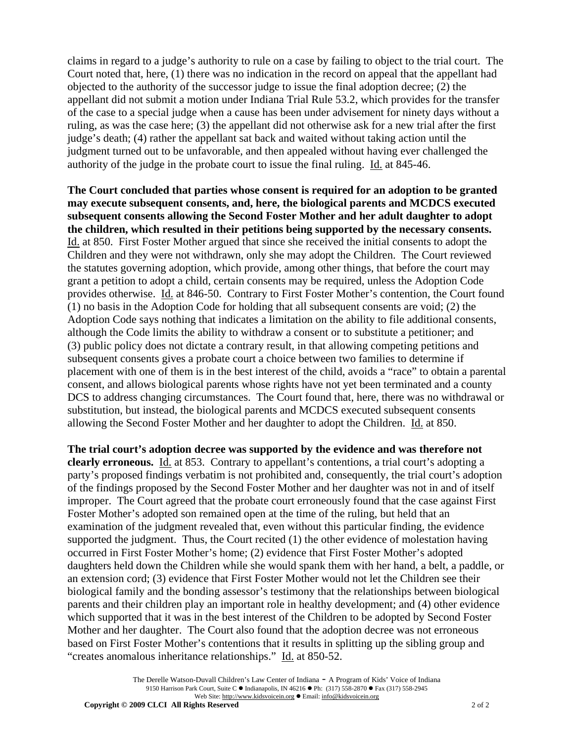claims in regard to a judge's authority to rule on a case by failing to object to the trial court. The Court noted that, here, (1) there was no indication in the record on appeal that the appellant had objected to the authority of the successor judge to issue the final adoption decree; (2) the appellant did not submit a motion under Indiana Trial Rule 53.2, which provides for the transfer of the case to a special judge when a cause has been under advisement for ninety days without a ruling, as was the case here; (3) the appellant did not otherwise ask for a new trial after the first judge's death; (4) rather the appellant sat back and waited without taking action until the judgment turned out to be unfavorable, and then appealed without having ever challenged the authority of the judge in the probate court to issue the final ruling. Id. at 845-46.

**The Court concluded that parties whose consent is required for an adoption to be granted may execute subsequent consents, and, here, the biological parents and MCDCS executed subsequent consents allowing the Second Foster Mother and her adult daughter to adopt the children, which resulted in their petitions being supported by the necessary consents.** Id. at 850. First Foster Mother argued that since she received the initial consents to adopt the Children and they were not withdrawn, only she may adopt the Children. The Court reviewed the statutes governing adoption, which provide, among other things, that before the court may grant a petition to adopt a child, certain consents may be required, unless the Adoption Code provides otherwise. Id. at 846-50. Contrary to First Foster Mother's contention, the Court found (1) no basis in the Adoption Code for holding that all subsequent consents are void; (2) the Adoption Code says nothing that indicates a limitation on the ability to file additional consents, although the Code limits the ability to withdraw a consent or to substitute a petitioner; and (3) public policy does not dictate a contrary result, in that allowing competing petitions and subsequent consents gives a probate court a choice between two families to determine if placement with one of them is in the best interest of the child, avoids a "race" to obtain a parental consent, and allows biological parents whose rights have not yet been terminated and a county DCS to address changing circumstances. The Court found that, here, there was no withdrawal or substitution, but instead, the biological parents and MCDCS executed subsequent consents allowing the Second Foster Mother and her daughter to adopt the Children. Id. at 850.

**The trial court's adoption decree was supported by the evidence and was therefore not clearly erroneous.** Id. at 853. Contrary to appellant's contentions, a trial court's adopting a party's proposed findings verbatim is not prohibited and, consequently, the trial court's adoption of the findings proposed by the Second Foster Mother and her daughter was not in and of itself improper. The Court agreed that the probate court erroneously found that the case against First Foster Mother's adopted son remained open at the time of the ruling, but held that an examination of the judgment revealed that, even without this particular finding, the evidence supported the judgment. Thus, the Court recited (1) the other evidence of molestation having occurred in First Foster Mother's home; (2) evidence that First Foster Mother's adopted daughters held down the Children while she would spank them with her hand, a belt, a paddle, or an extension cord; (3) evidence that First Foster Mother would not let the Children see their biological family and the bonding assessor's testimony that the relationships between biological parents and their children play an important role in healthy development; and (4) other evidence which supported that it was in the best interest of the Children to be adopted by Second Foster Mother and her daughter. The Court also found that the adoption decree was not erroneous based on First Foster Mother's contentions that it results in splitting up the sibling group and "creates anomalous inheritance relationships." Id. at 850-52.

The Derelle Watson-Duvall Children's Law Center of Indiana - A Program of Kids' Voice of Indiana
9150 Harrison Park Court, Suite C ● Indianapolis, IN 46216 ● Ph: (317) 558-2870 ● Fax (317) 558-2945
Web Site: http://www.kidsvoicein.org ● Email: info@kidsvoicein.org

**Copyright © 2009 CLCI All Rights Reserved**